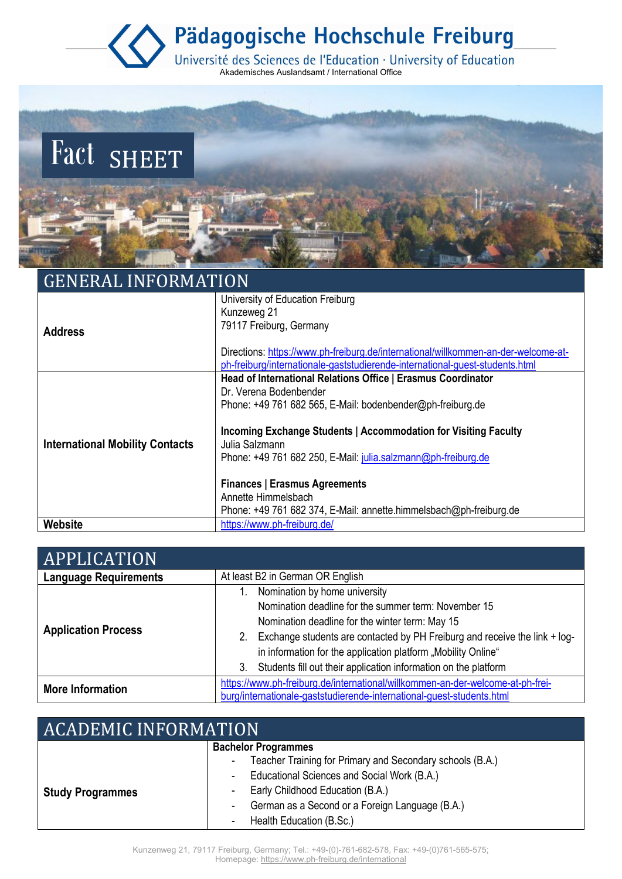# Pädagogische Hochschule Freiburg

Université des Sciences de l'Education · University of Education

Akademisches Auslandsamt / International Office

# Fact SHEET

## GENERAL INFORMATION

| | |
|---|---|
| **Address** | University of Education Freiburg<br>Kunzeweg 21<br>79117 Freiburg, Germany<br><br>Directions: https://www.ph-freiburg.de/international/willkommen-an-der-welcome-at-ph-freiburg/internationale-gaststudierende-international-guest-students.html |
| **International Mobility Contacts** | **Head of International Relations Office \| Erasmus Coordinator**<br>Dr. Verena Bodenbender<br>Phone: +49 761 682 565, E-Mail: bodenbender@ph-freiburg.de<br><br>**Incoming Exchange Students \| Accommodation for Visiting Faculty**<br>Julia Salzmann<br>Phone: +49 761 682 250, E-Mail: julia.salzmann@ph-freiburg.de<br><br>**Finances \| Erasmus Agreements**<br>Annette Himmelsbach<br>Phone: +49 761 682 374, E-Mail: annette.himmelsbach@ph-freiburg.de |
| **Website** | https://www.ph-freiburg.de/ |

## APPLICATION

| | |
|---|---|
| **Language Requirements** | At least B2 in German OR English |
| **Application Process** | 1. Nomination by home university<br>Nomination deadline for the summer term: November 15<br>Nomination deadline for the winter term: May 15<br>2. Exchange students are contacted by PH Freiburg and receive the link + log-in information for the application platform „Mobility Online“<br>3. Students fill out their application information on the platform |
| **More Information** | https://www.ph-freiburg.de/international/willkommen-an-der-welcome-at-ph-freiburg/internationale-gaststudierende-international-guest-students.html |

## ACADEMIC INFORMATION

| | |
|---|---|
| **Study Programmes** | **Bachelor Programmes**<br>- Teacher Training for Primary and Secondary schools (B.A.)<br>- Educational Sciences and Social Work (B.A.)<br>- Early Childhood Education (B.A.)<br>- German as a Second or a Foreign Language (B.A.)<br>- Health Education (B.Sc.) |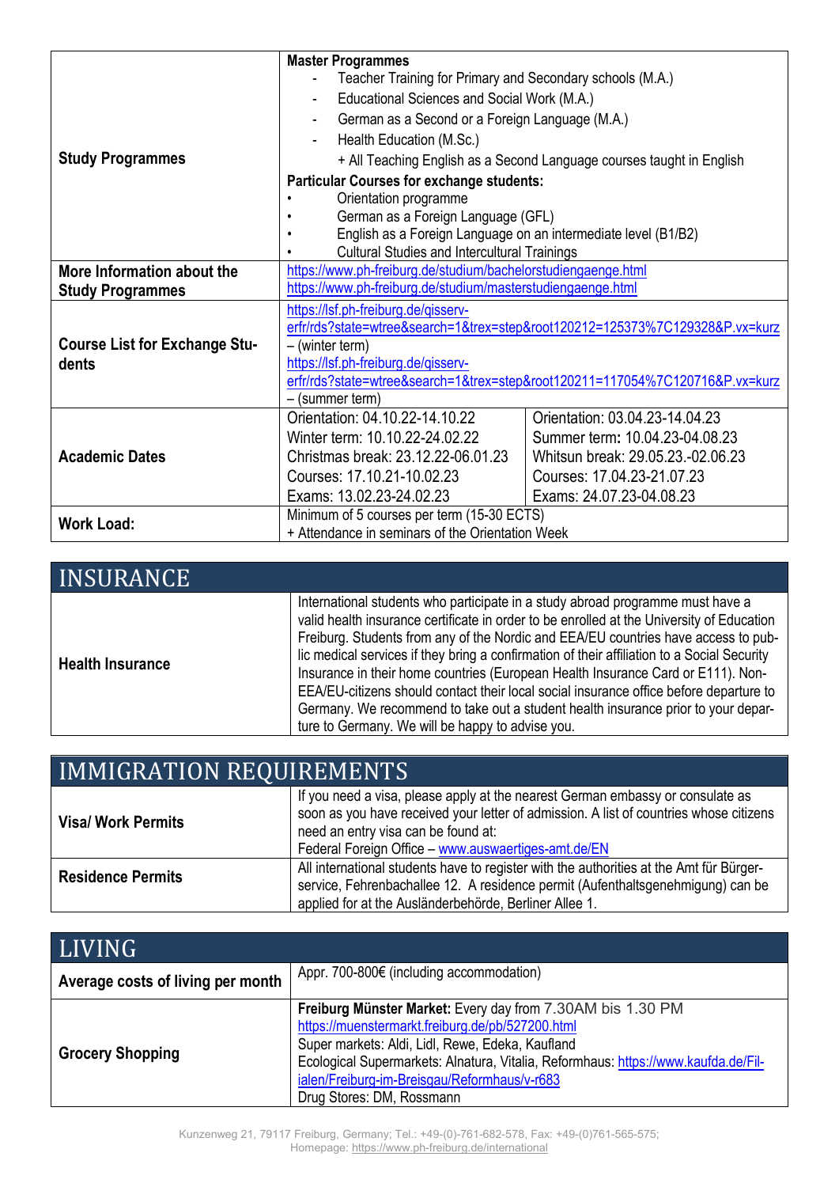| | | |
|---|---|---|
| **Study Programmes** | **Master Programmes**<br>- Teacher Training for Primary and Secondary schools (M.A.)<br>- Educational Sciences and Social Work (M.A.)<br>- German as a Second or a Foreign Language (M.A.)<br>- Health Education (M.Sc.)<br>+ All Teaching English as a Second Language courses taught in English<br>**Particular Courses for exchange students:**<br>• Orientation programme<br>• German as a Foreign Language (GFL)<br>• English as a Foreign Language on an intermediate level (B1/B2)<br>• Cultural Studies and Intercultural Trainings | |
| **More Information about the Study Programmes** | https://www.ph-freiburg.de/studium/bachelorstudiengaenge.html<br>https://www.ph-freiburg.de/studium/masterstudiengaenge.html | |
| **Course List for Exchange Students** | https://lsf.ph-freiburg.de/qisserv-erfr/rds?state=wtree&search=1&trex=step&root120212=125373%7C129328&P.vx=kurz – (winter term)<br>https://lsf.ph-freiburg.de/qisserv-erfr/rds?state=wtree&search=1&trex=step&root120211=117054%7C120716&P.vx=kurz – (summer term) | |
| **Academic Dates** | Orientation: 04.10.22-14.10.22<br>Winter term: 10.10.22-24.02.22<br>Christmas break: 23.12.22-06.01.23<br>Courses: 17.10.21-10.02.23<br>Exams: 13.02.23-24.02.23 | Orientation: 03.04.23-14.04.23<br>Summer term: 10.04.23-04.08.23<br>Whitsun break: 29.05.23.-02.06.23<br>Courses: 17.04.23-21.07.23<br>Exams: 24.07.23-04.08.23 |
| **Work Load:** | Minimum of 5 courses per term (15-30 ECTS)<br>+ Attendance in seminars of the Orientation Week | |

## INSURANCE

| | |
|---|---|
| **Health Insurance** | International students who participate in a study abroad programme must have a valid health insurance certificate in order to be enrolled at the University of Education Freiburg. Students from any of the Nordic and EEA/EU countries have access to public medical services if they bring a confirmation of their affiliation to a Social Security Insurance in their home countries (European Health Insurance Card or E111). Non-EEA/EU-citizens should contact their local social insurance office before departure to Germany. We recommend to take out a student health insurance prior to your departure to Germany. We will be happy to advise you. |

## IMMIGRATION REQUIREMENTS

| | |
|---|---|
| **Visa/ Work Permits** | If you need a visa, please apply at the nearest German embassy or consulate as soon as you have received your letter of admission. A list of countries whose citizens need an entry visa can be found at:<br>Federal Foreign Office – www.auswaertiges-amt.de/EN |
| **Residence Permits** | All international students have to register with the authorities at the Amt für Bürgerservice, Fehrenbachallee 12. A residence permit (Aufenthaltsgenehmigung) can be applied for at the Ausländerbehörde, Berliner Allee 1. |

## LIVING

| | |
|---|---|
| **Average costs of living per month** | Appr. 700-800€ (including accommodation) |
| **Grocery Shopping** | **Freiburg Münster Market:** Every day from 7.30AM bis 1.30 PM<br>https://muenstermarkt.freiburg.de/pb/527200.html<br>Super markets: Aldi, Lidl, Rewe, Edeka, Kaufland<br>Ecological Supermarkets: Alnatura, Vitalia, Reformhaus: https://www.kaufda.de/Filialen/Freiburg-im-Breisgau/Reformhaus/v-r683<br>Drug Stores: DM, Rossmann |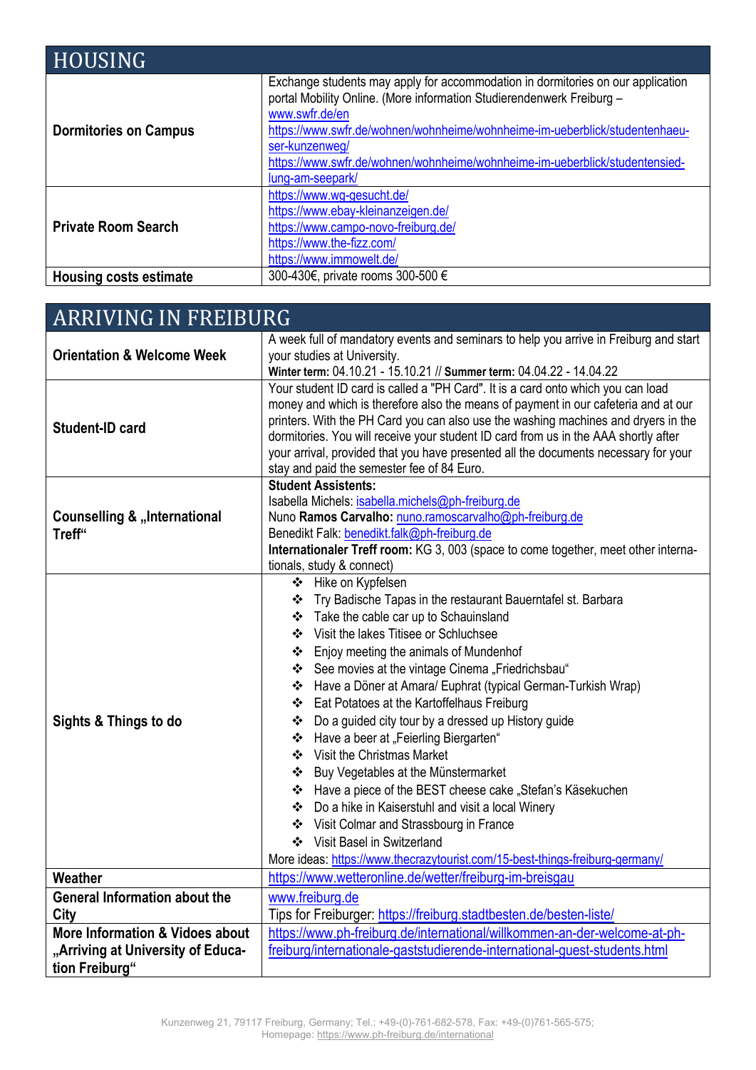## HOUSING

| | |
|---|---|
| **Dormitories on Campus** | Exchange students may apply for accommodation in dormitories on our application portal Mobility Online. (More information Studierendenwerk Freiburg – www.swfr.de/en https://www.swfr.de/wohnen/wohnheime/wohnheime-im-ueberblick/studentenhaeuser-kunzenweg/ https://www.swfr.de/wohnen/wohnheime/wohnheime-im-ueberblick/studentensiedlung-am-seepark/ |
| **Private Room Search** | https://www.wg-gesucht.de/ https://www.ebay-kleinanzeigen.de/ https://www.campo-novo-freiburg.de/ https://www.the-fizz.com/ https://www.immowelt.de/ |
| **Housing costs estimate** | 300-430€, private rooms 300-500 € |

## ARRIVING IN FREIBURG

| | |
|---|---|
| **Orientation & Welcome Week** | A week full of mandatory events and seminars to help you arrive in Freiburg and start your studies at University. **Winter term:** 04.10.21 - 15.10.21 // **Summer term:** 04.04.22 - 14.04.22 |
| **Student-ID card** | Your student ID card is called a "PH Card". It is a card onto which you can load money and which is therefore also the means of payment in our cafeteria and at our printers. With the PH Card you can also use the washing machines and dryers in the dormitories. You will receive your student ID card from us in the AAA shortly after your arrival, provided that you have presented all the documents necessary for your stay and paid the semester fee of 84 Euro. |
| **Counselling & „International Treff“** | **Student Assistents:** Isabella Michels: isabella.michels@ph-freiburg.de Nuno **Ramos Carvalho:** nuno.ramoscarvalho@ph-freiburg.de Benedikt Falk: benedikt.falk@ph-freiburg.de **Internationaler Treff room:** KG 3, 003 (space to come together, meet other internationals, study & connect) |
| **Sights & Things to do** | ❖ Hike on Kypfelsen ❖ Try Badische Tapas in the restaurant Bauerntafel st. Barbara ❖ Take the cable car up to Schauinsland ❖ Visit the lakes Titisee or Schluchsee ❖ Enjoy meeting the animals of Mundenhof ❖ See movies at the vintage Cinema „Friedrichsbau“ ❖ Have a Döner at Amara/ Euphrat (typical German-Turkish Wrap) ❖ Eat Potatoes at the Kartoffelhaus Freiburg ❖ Do a guided city tour by a dressed up History guide ❖ Have a beer at „Feierling Biergarten“ ❖ Visit the Christmas Market ❖ Buy Vegetables at the Münstermarket ❖ Have a piece of the BEST cheese cake „Stefan's Käsekuchen ❖ Do a hike in Kaiserstuhl and visit a local Winery ❖ Visit Colmar and Strassbourg in France ❖ Visit Basel in Switzerland More ideas: https://www.thecrazytourist.com/15-best-things-freiburg-germany/ |
| **Weather** | https://www.wetteronline.de/wetter/freiburg-im-breisgau |
| **General Information about the City** | www.freiburg.de Tips for Freiburger: https://freiburg.stadtbesten.de/besten-liste/ |
| **More Information & Videos about „Arriving at University of Education Freiburg“** | https://www.ph-freiburg.de/international/willkommen-an-der-welcome-at-ph-freiburg/internationale-gaststudierende-international-guest-students.html |

Kunzenweg 21, 79117 Freiburg, Germany; Tel.: +49-(0)-761-682-578, Fax: +49-(0)761-565-575;
Homepage: https://www.ph-freiburg.de/international